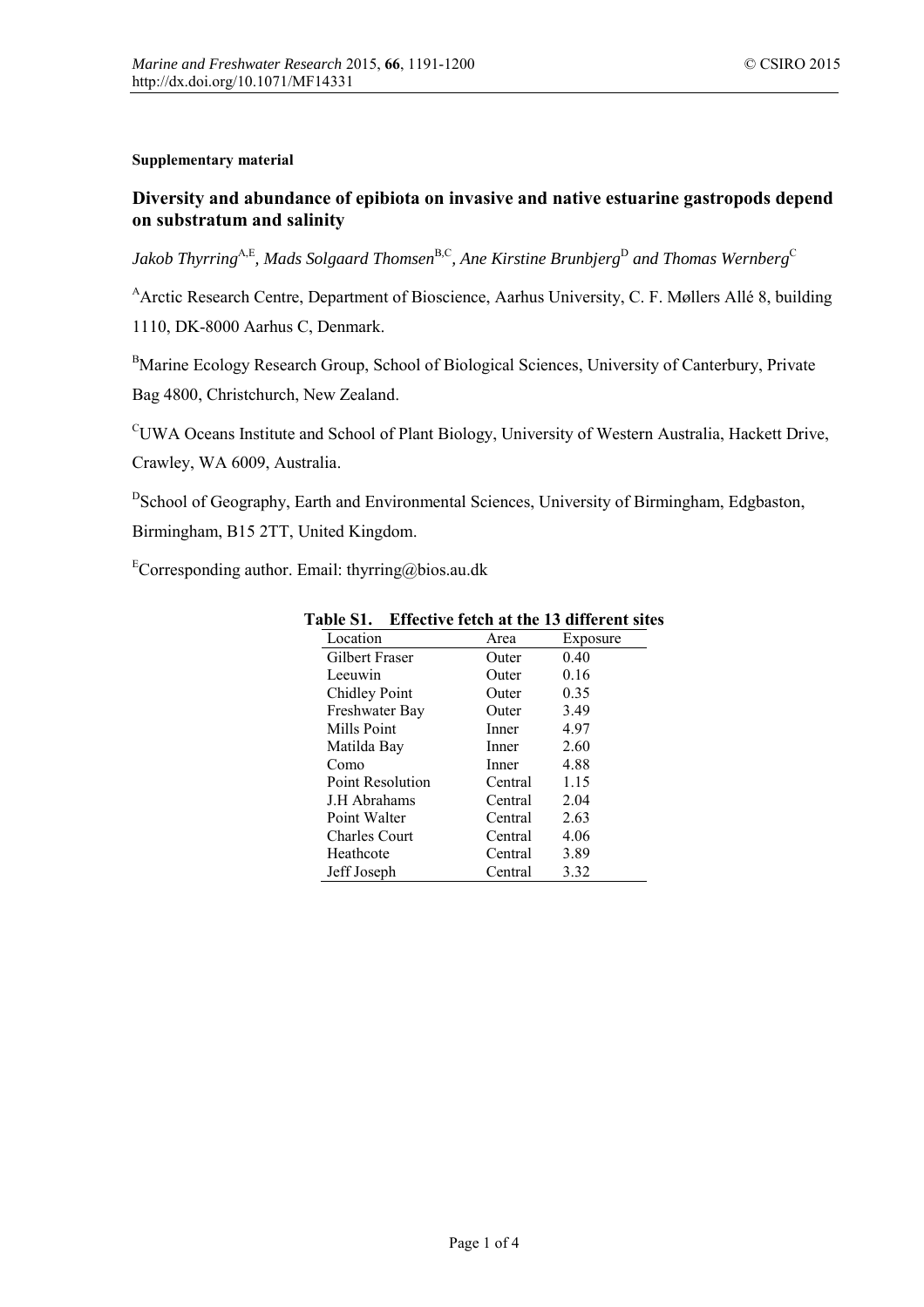**Supplementary material**

# Diversity and abundance of epibiota on invasive and native estuarine gastropods depend on substratum and salinity

*Jakob Thyrring*[A,E], *Mads Solgaard Thomsen*[B,C], *Ane Kirstine Brunbjerg*[D] *and Thomas Wernberg*[C]

[A]Arctic Research Centre, Department of Bioscience, Aarhus University, C. F. Møllers Allé 8, building 1110, DK-8000 Aarhus C, Denmark.

[B]Marine Ecology Research Group, School of Biological Sciences, University of Canterbury, Private Bag 4800, Christchurch, New Zealand.

[C]UWA Oceans Institute and School of Plant Biology, University of Western Australia, Hackett Drive, Crawley, WA 6009, Australia.

[D]School of Geography, Earth and Environmental Sciences, University of Birmingham, Edgbaston, Birmingham, B15 2TT, United Kingdom.

[E]Corresponding author. Email: thyrring@bios.au.dk

**Table S1. Effective fetch at the 13 different sites**

| Location | Area | Exposure |
|---|---|---|
| Gilbert Fraser | Outer | 0.40 |
| Leeuwin | Outer | 0.16 |
| Chidley Point | Outer | 0.35 |
| Freshwater Bay | Outer | 3.49 |
| Mills Point | Inner | 4.97 |
| Matilda Bay | Inner | 2.60 |
| Como | Inner | 4.88 |
| Point Resolution | Central | 1.15 |
| J.H Abrahams | Central | 2.04 |
| Point Walter | Central | 2.63 |
| Charles Court | Central | 4.06 |
| Heathcote | Central | 3.89 |
| Jeff Joseph | Central | 3.32 |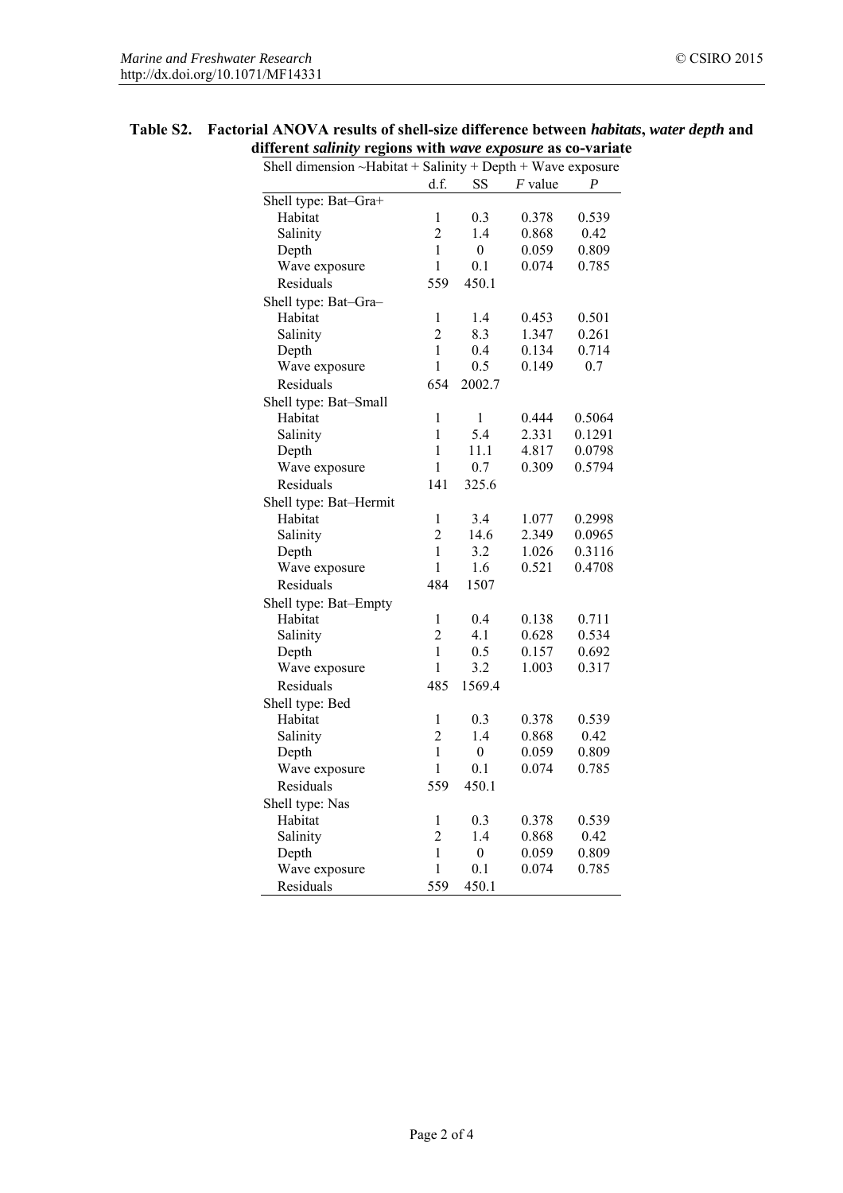**Table S2. Factorial ANOVA results of shell-size difference between *habitats*, *water depth* and different *salinity* regions with *wave exposure* as co-variate**

Shell dimension ~Habitat + Salinity + Depth + Wave exposure

| | d.f. | SS | *F* value | *P* |
|---|---|---|---|---|
| Shell type: Bat–Gra+ | | | | |
| Habitat | 1 | 0.3 | 0.378 | 0.539 |
| Salinity | 2 | 1.4 | 0.868 | 0.42 |
| Depth | 1 | 0 | 0.059 | 0.809 |
| Wave exposure | 1 | 0.1 | 0.074 | 0.785 |
| Residuals | 559 | 450.1 | | |
| Shell type: Bat–Gra– | | | | |
| Habitat | 1 | 1.4 | 0.453 | 0.501 |
| Salinity | 2 | 8.3 | 1.347 | 0.261 |
| Depth | 1 | 0.4 | 0.134 | 0.714 |
| Wave exposure | 1 | 0.5 | 0.149 | 0.7 |
| Residuals | 654 | 2002.7 | | |
| Shell type: Bat–Small | | | | |
| Habitat | 1 | 1 | 0.444 | 0.5064 |
| Salinity | 1 | 5.4 | 2.331 | 0.1291 |
| Depth | 1 | 11.1 | 4.817 | 0.0798 |
| Wave exposure | 1 | 0.7 | 0.309 | 0.5794 |
| Residuals | 141 | 325.6 | | |
| Shell type: Bat–Hermit | | | | |
| Habitat | 1 | 3.4 | 1.077 | 0.2998 |
| Salinity | 2 | 14.6 | 2.349 | 0.0965 |
| Depth | 1 | 3.2 | 1.026 | 0.3116 |
| Wave exposure | 1 | 1.6 | 0.521 | 0.4708 |
| Residuals | 484 | 1507 | | |
| Shell type: Bat–Empty | | | | |
| Habitat | 1 | 0.4 | 0.138 | 0.711 |
| Salinity | 2 | 4.1 | 0.628 | 0.534 |
| Depth | 1 | 0.5 | 0.157 | 0.692 |
| Wave exposure | 1 | 3.2 | 1.003 | 0.317 |
| Residuals | 485 | 1569.4 | | |
| Shell type: Bed | | | | |
| Habitat | 1 | 0.3 | 0.378 | 0.539 |
| Salinity | 2 | 1.4 | 0.868 | 0.42 |
| Depth | 1 | 0 | 0.059 | 0.809 |
| Wave exposure | 1 | 0.1 | 0.074 | 0.785 |
| Residuals | 559 | 450.1 | | |
| Shell type: Nas | | | | |
| Habitat | 1 | 0.3 | 0.378 | 0.539 |
| Salinity | 2 | 1.4 | 0.868 | 0.42 |
| Depth | 1 | 0 | 0.059 | 0.809 |
| Wave exposure | 1 | 0.1 | 0.074 | 0.785 |
| Residuals | 559 | 450.1 | | |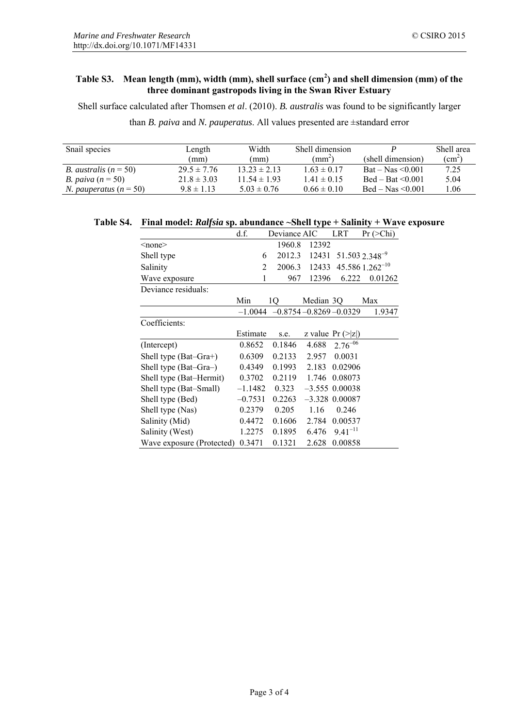**Table S3. Mean length (mm), width (mm), shell surface ($cm^2$) and shell dimension (mm) of the three dominant gastropods living in the Swan River Estuary**

Shell surface calculated after Thomsen *et al*. (2010). *B. australis* was found to be significantly larger than *B. paiva* and *N. pauperatus*. All values presented are ±standard error

| Snail species | Length (mm) | Width (mm) | Shell dimension ($mm^2$) | *P* (shell dimension) | Shell area ($cm^2$) |
|---|---|---|---|---|---|
| *B. australis* ($n = 50$) | 29.5 ± 7.76 | 13.23 ± 2.13 | 1.63 ± 0.17 | Bat – Nas <0.001 | 7.25 |
| *B. paiva* ($n = 50$) | 21.8 ± 3.03 | 11.54 ± 1.93 | 1.41 ± 0.15 | Bed – Bat <0.001 | 5.04 |
| *N. pauperatus* ($n = 50$) | 9.8 ± 1.13 | 5.03 ± 0.76 | 0.66 ± 0.10 | Bed – Nas <0.001 | 1.06 |

**Table S4. Final model: *Ralfsia* sp. abundance ~Shell type + Salinity + Wave exposure**

| | d.f. | Deviance | AIC | LRT | Pr (>Chi) |
|---|---|---|---|---|---|
| <none> | | 1960.8 | 12392 | | |
| Shell type | 6 | 2012.3 | 12431 | 51.503 | $2.348^{-9}$ |
| Salinity | 2 | 2006.3 | 12433 | 45.586 | $1.262^{-10}$ |
| Wave exposure | 1 | 967 | 12396 | 6.222 | 0.01262 |

Deviance residuals:

| Min | 1Q | Median | 3Q | Max |
|---|---|---|---|---|
| –1.0044 | –0.8754 | –0.8269 | –0.0329 | 1.9347 |

Coefficients:

| | Estimate | s.e. | z value | Pr (>\|z\|) |
|---|---|---|---|---|
| (Intercept) | 0.8652 | 0.1846 | 4.688 | $2.76^{-06}$ |
| Shell type (Bat–Gra+) | 0.6309 | 0.2133 | 2.957 | 0.0031 |
| Shell type (Bat–Gra–) | 0.4349 | 0.1993 | 2.183 | 0.02906 |
| Shell type (Bat–Hermit) | 0.3702 | 0.2119 | 1.746 | 0.08073 |
| Shell type (Bat–Small) | –1.1482 | 0.323 | –3.555 | 0.00038 |
| Shell type (Bed) | –0.7531 | 0.2263 | –3.328 | 0.00087 |
| Shell type (Nas) | 0.2379 | 0.205 | 1.16 | 0.246 |
| Salinity (Mid) | 0.4472 | 0.1606 | 2.784 | 0.00537 |
| Salinity (West) | 1.2275 | 0.1895 | 6.476 | $9.41^{-11}$ |
| Wave exposure (Protected) | 0.3471 | 0.1321 | 2.628 | 0.00858 |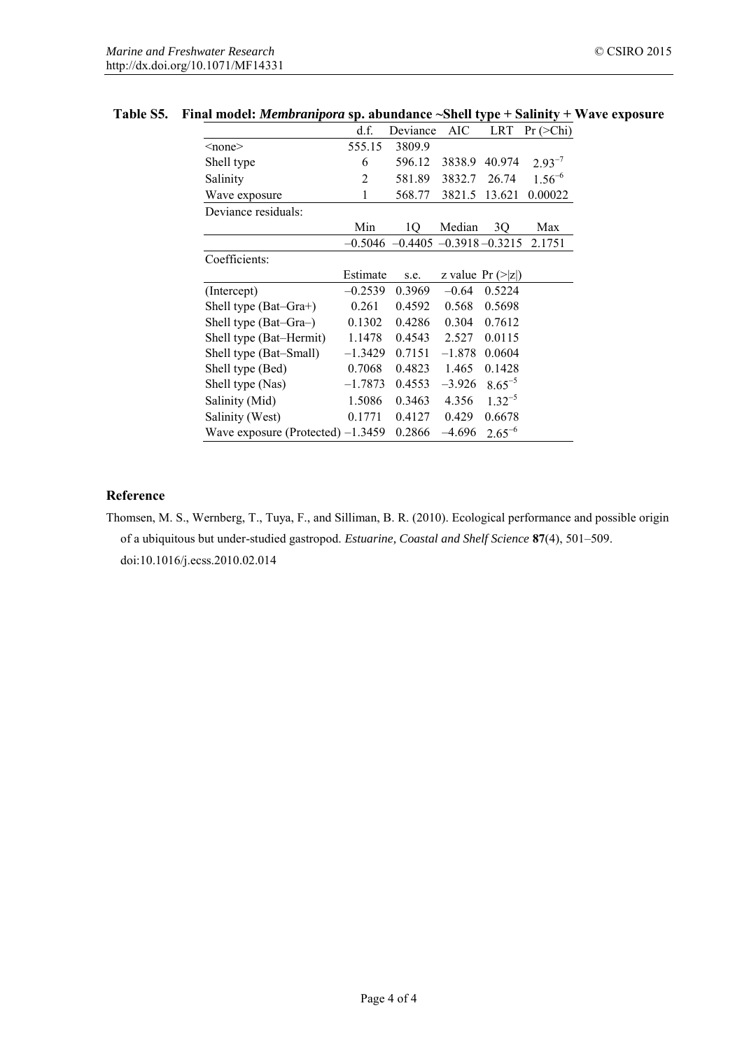**Table S5. Final model: *Membranipora* sp. abundance ~Shell type + Salinity + Wave exposure**

| | d.f. | Deviance | AIC | LRT | Pr (>Chi) |
|---|---|---|---|---|---|
| <none> | 555.15 | 3809.9 | | | |
| Shell type | 6 | 596.12 | 3838.9 | 40.974 | $2.93^{-7}$ |
| Salinity | 2 | 581.89 | 3832.7 | 26.74 | $1.56^{-6}$ |
| Wave exposure | 1 | 568.77 | 3821.5 | 13.621 | 0.00022 |
| Deviance residuals: | | | | | |
| | Min | 1Q | Median | 3Q | Max |
| | –0.5046 | –0.4405 | –0.3918 | –0.3215 | 2.1751 |
| Coefficients: | | | | | |
| | Estimate | s.e. | z value | Pr (>\|z\|) | |
| (Intercept) | –0.2539 | 0.3969 | –0.64 | 0.5224 | |
| Shell type (Bat–Gra+) | 0.261 | 0.4592 | 0.568 | 0.5698 | |
| Shell type (Bat–Gra–) | 0.1302 | 0.4286 | 0.304 | 0.7612 | |
| Shell type (Bat–Hermit) | 1.1478 | 0.4543 | 2.527 | 0.0115 | |
| Shell type (Bat–Small) | –1.3429 | 0.7151 | –1.878 | 0.0604 | |
| Shell type (Bed) | 0.7068 | 0.4823 | 1.465 | 0.1428 | |
| Shell type (Nas) | –1.7873 | 0.4553 | –3.926 | $8.65^{-5}$ | |
| Salinity (Mid) | 1.5086 | 0.3463 | 4.356 | $1.32^{-5}$ | |
| Salinity (West) | 0.1771 | 0.4127 | 0.429 | 0.6678 | |
| Wave exposure (Protected) | –1.3459 | 0.2866 | –4.696 | $2.65^{-6}$ | |

## Reference

Thomsen, M. S., Wernberg, T., Tuya, F., and Silliman, B. R. (2010). Ecological performance and possible origin of a ubiquitous but under-studied gastropod. *Estuarine, Coastal and Shelf Science* **87**(4), 501–509. doi:10.1016/j.ecss.2010.02.014